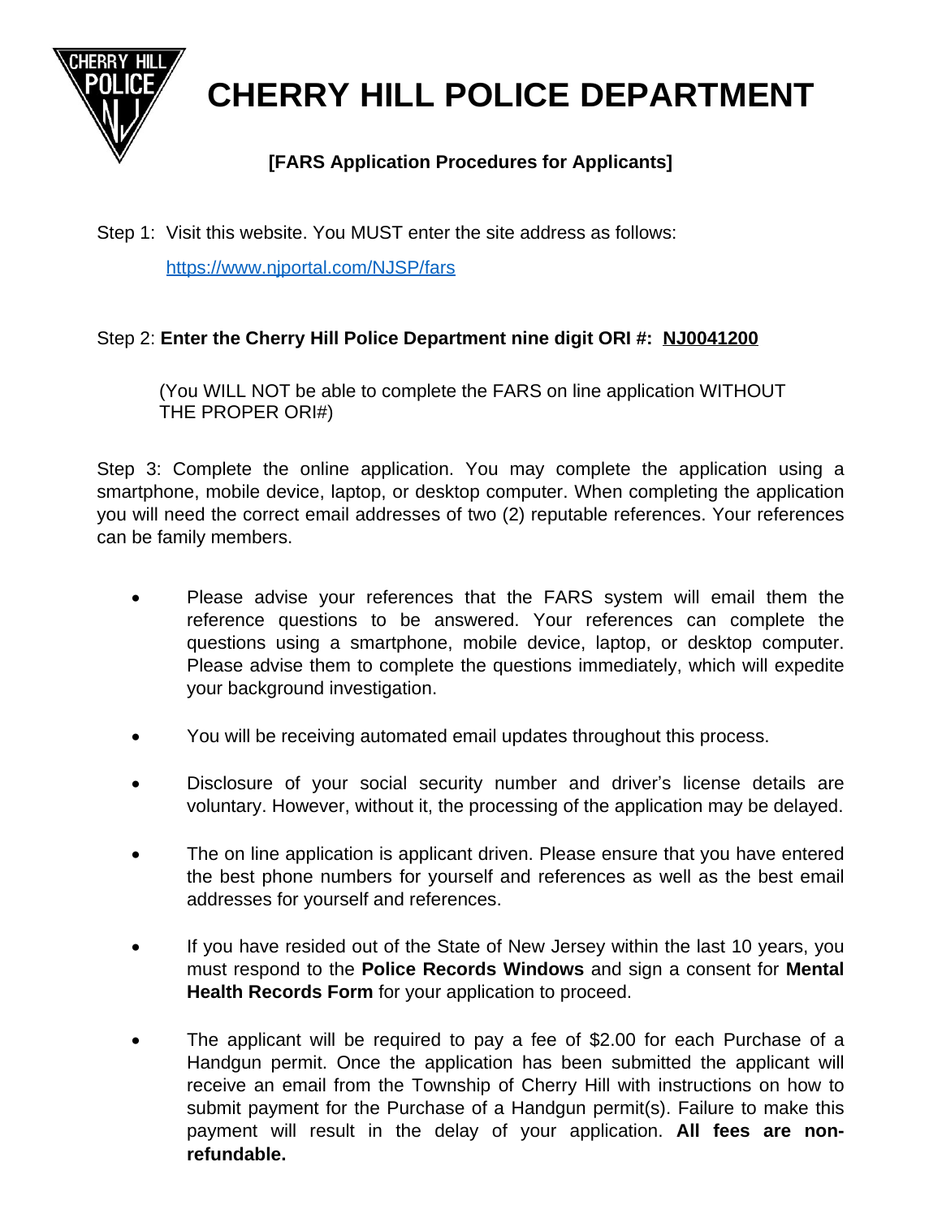# CHERRY HILL POLICE DEPARTMENT

**[FARS Application Procedures for Applicants]**

Step 1: Visit this website. You MUST enter the site address as follows:

https://www.njportal.com/NJSP/fars

Step 2: **Enter the Cherry Hill Police Department nine digit ORI #: NJ0041200**

(You WILL NOT be able to complete the FARS on line application WITHOUT THE PROPER ORI#)

Step 3: Complete the online application. You may complete the application using a smartphone, mobile device, laptop, or desktop computer. When completing the application you will need the correct email addresses of two (2) reputable references. Your references can be family members.

- Please advise your references that the FARS system will email them the reference questions to be answered. Your references can complete the questions using a smartphone, mobile device, laptop, or desktop computer. Please advise them to complete the questions immediately, which will expedite your background investigation.
- You will be receiving automated email updates throughout this process.
- Disclosure of your social security number and driver's license details are voluntary. However, without it, the processing of the application may be delayed.
- The on line application is applicant driven. Please ensure that you have entered the best phone numbers for yourself and references as well as the best email addresses for yourself and references.
- If you have resided out of the State of New Jersey within the last 10 years, you must respond to the **Police Records Windows** and sign a consent for **Mental Health Records Form** for your application to proceed.
- The applicant will be required to pay a fee of $2.00 for each Purchase of a Handgun permit. Once the application has been submitted the applicant will receive an email from the Township of Cherry Hill with instructions on how to submit payment for the Purchase of a Handgun permit(s). Failure to make this payment will result in the delay of your application. **All fees are non-refundable.**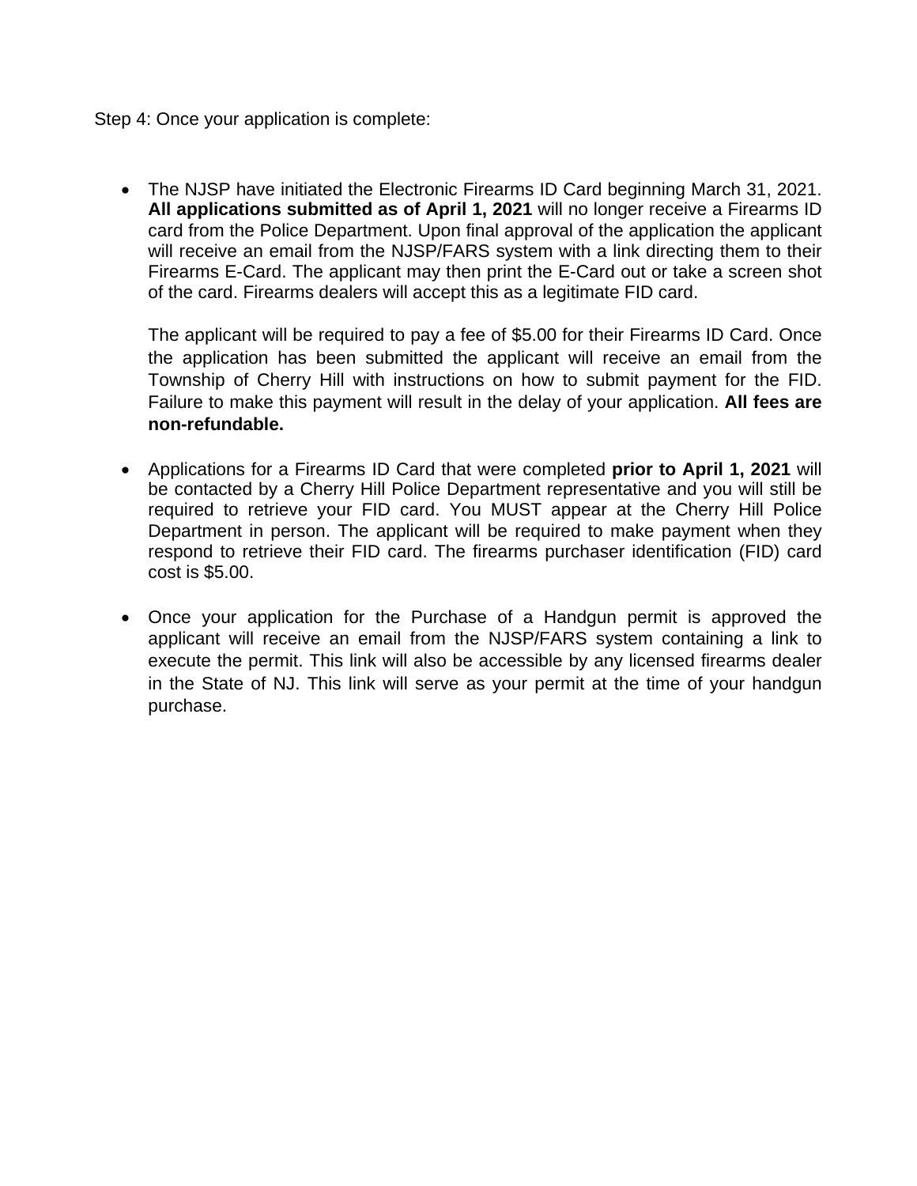Step 4: Once your application is complete:

- The NJSP have initiated the Electronic Firearms ID Card beginning March 31, 2021. **All applications submitted as of April 1, 2021** will no longer receive a Firearms ID card from the Police Department. Upon final approval of the application the applicant will receive an email from the NJSP/FARS system with a link directing them to their Firearms E-Card. The applicant may then print the E-Card out or take a screen shot of the card. Firearms dealers will accept this as a legitimate FID card.

  The applicant will be required to pay a fee of $5.00 for their Firearms ID Card. Once the application has been submitted the applicant will receive an email from the Township of Cherry Hill with instructions on how to submit payment for the FID. Failure to make this payment will result in the delay of your application. **All fees are non-refundable.**

- Applications for a Firearms ID Card that were completed **prior to April 1, 2021** will be contacted by a Cherry Hill Police Department representative and you will still be required to retrieve your FID card. You MUST appear at the Cherry Hill Police Department in person. The applicant will be required to make payment when they respond to retrieve their FID card. The firearms purchaser identification (FID) card cost is $5.00.

- Once your application for the Purchase of a Handgun permit is approved the applicant will receive an email from the NJSP/FARS system containing a link to execute the permit. This link will also be accessible by any licensed firearms dealer in the State of NJ. This link will serve as your permit at the time of your handgun purchase.